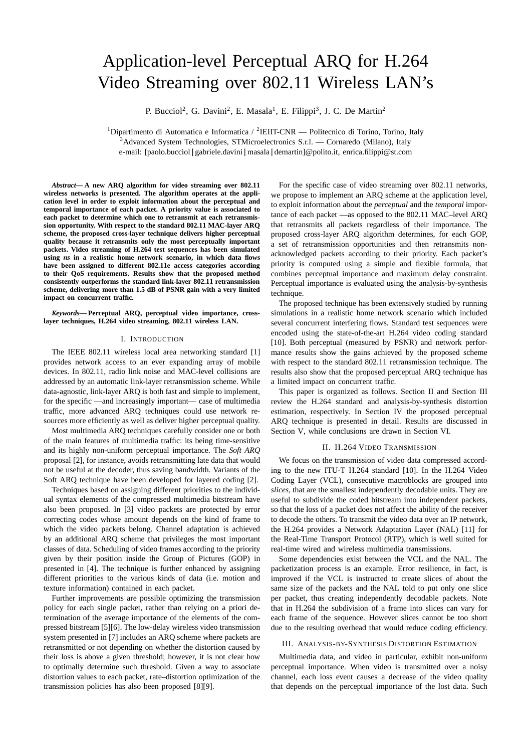# Application-level Perceptual ARQ for H.264 Video Streaming over 802.11 Wireless LAN's

P. Bucciol[2], G. Davini[2], E. Masala[1], E. Filippi[3], J. C. De Martin[2]

[1]Dipartimento di Automatica e Informatica / [2]IEIIT-CNR — Politecnico di Torino, Torino, Italy
[3]Advanced System Technologies, STMicroelectronics S.r.l. — Cornaredo (Milano), Italy
e-mail: [paolo.bucciol|gabriele.davini|masala|demartin]@polito.it, enrica.filippi@st.com

***Abstract*— A new ARQ algorithm for video streaming over 802.11 wireless networks is presented. The algorithm operates at the application level in order to exploit information about the perceptual and temporal importance of each packet. A priority value is associated to each packet to determine which one to retransmit at each retransmission opportunity. With respect to the standard 802.11 MAC-layer ARQ scheme, the proposed cross-layer technique delivers higher perceptual quality because it retransmits only the most perceptually important packets. Video streaming of H.264 test sequences has been simulated using *ns* in a realistic home network scenario, in which data flows have been assigned to different 802.11e access categories according to their QoS requirements. Results show that the proposed method consistently outperforms the standard link-layer 802.11 retransmission scheme, delivering more than 1.5 dB of PSNR gain with a very limited impact on concurrent traffic.**

***Keywords*— Perceptual ARQ, perceptual video importance, cross-layer techniques, H.264 video streaming, 802.11 wireless LAN.**

## I. Introduction

The IEEE 802.11 wireless local area networking standard [1] provides network access to an ever expanding array of mobile devices. In 802.11, radio link noise and MAC-level collisions are addressed by an automatic link-layer retransmission scheme. While data-agnostic, link-layer ARQ is both fast and simple to implement, for the specific —and increasingly important— case of multimedia traffic, more advanced ARQ techniques could use network resources more efficiently as well as deliver higher perceptual quality.

Most multimedia ARQ techniques carefully consider one or both of the main features of multimedia traffic: its being time-sensitive and its highly non-uniform perceptual importance. The *Soft ARQ* proposal [2], for instance, avoids retransmitting late data that would not be useful at the decoder, thus saving bandwidth. Variants of the Soft ARQ technique have been developed for layered coding [2].

Techniques based on assigning different priorities to the individual syntax elements of the compressed multimedia bitstream have also been proposed. In [3] video packets are protected by error correcting codes whose amount depends on the kind of frame to which the video packets belong. Channel adaptation is achieved by an additional ARQ scheme that privileges the most important classes of data. Scheduling of video frames according to the priority given by their position inside the Group of Pictures (GOP) in presented in [4]. The technique is further enhanced by assigning different priorities to the various kinds of data (i.e. motion and texture information) contained in each packet.

Further improvements are possible optimizing the transmission policy for each single packet, rather than relying on a priori determination of the average importance of the elements of the compressed bitstream [5][6]. The low-delay wireless video transmission system presented in [7] includes an ARQ scheme where packets are retransmitted or not depending on whether the distortion caused by their loss is above a given threshold; however, it is not clear how to optimally determine such threshold. Given a way to associate distortion values to each packet, rate–distortion optimization of the transmission policies has also been proposed [8][9].

For the specific case of video streaming over 802.11 networks, we propose to implement an ARQ scheme at the application level, to exploit information about the *perceptual* and the *temporal* importance of each packet —as opposed to the 802.11 MAC–level ARQ that retransmits all packets regardless of their importance. The proposed cross-layer ARQ algorithm determines, for each GOP, a set of retransmission opportunities and then retransmits non-acknowledged packets according to their priority. Each packet's priority is computed using a simple and flexible formula, that combines perceptual importance and maximum delay constraint. Perceptual importance is evaluated using the analysis-by-synthesis technique.

The proposed technique has been extensively studied by running simulations in a realistic home network scenario which included several concurrent interfering flows. Standard test sequences were encoded using the state-of-the-art H.264 video coding standard [10]. Both perceptual (measured by PSNR) and network performance results show the gains achieved by the proposed scheme with respect to the standard 802.11 retransmission technique. The results also show that the proposed perceptual ARQ technique has a limited impact on concurrent traffic.

This paper is organized as follows. Section II and Section III review the H.264 standard and analysis-by-synthesis distortion estimation, respectively. In Section IV the proposed perceptual ARQ technique is presented in detail. Results are discussed in Section V, while conclusions are drawn in Section VI.

## II. H.264 Video Transmission

We focus on the transmission of video data compressed according to the new ITU-T H.264 standard [10]. In the H.264 Video Coding Layer (VCL), consecutive macroblocks are grouped into *slices*, that are the smallest independently decodable units. They are useful to subdivide the coded bitstream into independent packets, so that the loss of a packet does not affect the ability of the receiver to decode the others. To transmit the video data over an IP network, the H.264 provides a Network Adaptation Layer (NAL) [11] for the Real-Time Transport Protocol (RTP), which is well suited for real-time wired and wireless multimedia transmissions.

Some dependencies exist between the VCL and the NAL. The packetization process is an example. Error resilience, in fact, is improved if the VCL is instructed to create slices of about the same size of the packets and the NAL told to put only one slice per packet, thus creating independently decodable packets. Note that in H.264 the subdivision of a frame into slices can vary for each frame of the sequence. However slices cannot be too short due to the resulting overhead that would reduce coding efficiency.

## III. Analysis-by-Synthesis Distortion Estimation

Multimedia data, and video in particular, exhibit non-uniform perceptual importance. When video is transmitted over a noisy channel, each loss event causes a decrease of the video quality that depends on the perceptual importance of the lost data. Such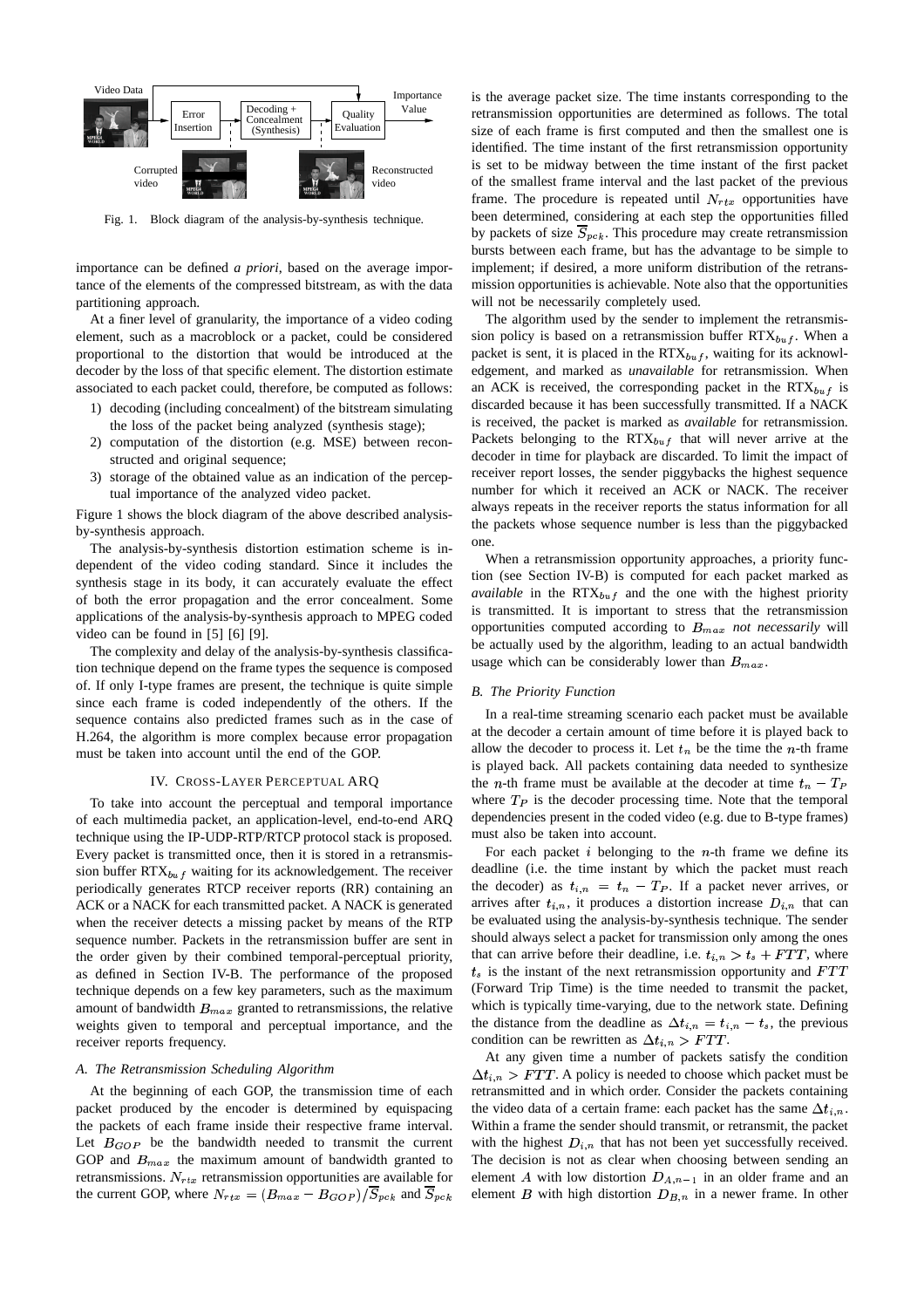Fig. 1. Block diagram of the analysis-by-synthesis technique.

importance can be defined *a priori*, based on the average importance of the elements of the compressed bitstream, as with the data partitioning approach.

At a finer level of granularity, the importance of a video coding element, such as a macroblock or a packet, could be considered proportional to the distortion that would be introduced at the decoder by the loss of that specific element. The distortion estimate associated to each packet could, therefore, be computed as follows:

1) decoding (including concealment) of the bitstream simulating the loss of the packet being analyzed (synthesis stage);
2) computation of the distortion (e.g. MSE) between reconstructed and original sequence;
3) storage of the obtained value as an indication of the perceptual importance of the analyzed video packet.

Figure 1 shows the block diagram of the above described analysis-by-synthesis approach.

The analysis-by-synthesis distortion estimation scheme is independent of the video coding standard. Since it includes the synthesis stage in its body, it can accurately evaluate the effect of both the error propagation and the error concealment. Some applications of the analysis-by-synthesis approach to MPEG coded video can be found in [5] [6] [9].

The complexity and delay of the analysis-by-synthesis classification technique depend on the frame types the sequence is composed of. If only I-type frames are present, the technique is quite simple since each frame is coded independently of the others. If the sequence contains also predicted frames such as in the case of H.264, the algorithm is more complex because error propagation must be taken into account until the end of the GOP.

## IV. Cross-Layer Perceptual ARQ

To take into account the perceptual and temporal importance of each multimedia packet, an application-level, end-to-end ARQ technique using the IP-UDP-RTP/RTCP protocol stack is proposed. Every packet is transmitted once, then it is stored in a retransmission buffer $\text{RTX}_{buf}$ waiting for its acknowledgement. The receiver periodically generates RTCP receiver reports (RR) containing an ACK or a NACK for each transmitted packet. A NACK is generated when the receiver detects a missing packet by means of the RTP sequence number. Packets in the retransmission buffer are sent in the order given by their combined temporal-perceptual priority, as defined in Section IV-B. The performance of the proposed technique depends on a few key parameters, such as the maximum amount of bandwidth $B_{max}$ granted to retransmissions, the relative weights given to temporal and perceptual importance, and the receiver reports frequency.

### A. The Retransmission Scheduling Algorithm

At the beginning of each GOP, the transmission time of each packet produced by the encoder is determined by equispacing the packets of each frame inside their respective frame interval. Let $B_{GOP}$ be the bandwidth needed to transmit the current GOP and $B_{max}$ the maximum amount of bandwidth granted to retransmissions. $N_{rtx}$ retransmission opportunities are available for the current GOP, where $N_{rtx} = (B_{max} - B_{GOP})/\overline{S}_{pck}$ and $\overline{S}_{pck}$ is the average packet size. The time instants corresponding to the retransmission opportunities are determined as follows. The total size of each frame is first computed and then the smallest one is identified. The time instant of the first retransmission opportunity is set to be midway between the time instant of the first packet of the smallest frame interval and the last packet of the previous frame. The procedure is repeated until $N_{rtx}$ opportunities have been determined, considering at each step the opportunities filled by packets of size $\overline{S}_{pck}$. This procedure may create retransmission bursts between each frame, but has the advantage to be simple to implement; if desired, a more uniform distribution of the retransmission opportunities is achievable. Note also that the opportunities will not be necessarily completely used.

The algorithm used by the sender to implement the retransmission policy is based on a retransmission buffer $\text{RTX}_{buf}$. When a packet is sent, it is placed in the $\text{RTX}_{buf}$, waiting for its acknowledgement, and marked as *unavailable* for retransmission. When an ACK is received, the corresponding packet in the $\text{RTX}_{buf}$ is discarded because it has been successfully transmitted. If a NACK is received, the packet is marked as *available* for retransmission. Packets belonging to the $\text{RTX}_{buf}$ that will never arrive at the decoder in time for playback are discarded. To limit the impact of receiver report losses, the sender piggybacks the highest sequence number for which it received an ACK or NACK. The receiver always repeats in the receiver reports the status information for all the packets whose sequence number is less than the piggybacked one.

When a retransmission opportunity approaches, a priority function (see Section IV-B) is computed for each packet marked as *available* in the $\text{RTX}_{buf}$ and the one with the highest priority is transmitted. It is important to stress that the retransmission opportunities computed according to $B_{max}$ *not necessarily* will be actually used by the algorithm, leading to an actual bandwidth usage which can be considerably lower than $B_{max}$.

### B. The Priority Function

In a real-time streaming scenario each packet must be available at the decoder a certain amount of time before it is played back to allow the decoder to process it. Let $t_n$ be the time the $n$-th frame is played back. All packets containing data needed to synthesize the $n$-th frame must be available at the decoder at time $t_n - T_P$ where $T_P$ is the decoder processing time. Note that the temporal dependencies present in the coded video (e.g. due to B-type frames) must also be taken into account.

For each packet $i$ belonging to the $n$-th frame we define its deadline (i.e. the time instant by which the packet must reach the decoder) as $t_{i,n} = t_n - T_P$. If a packet never arrives, or arrives after $t_{i,n}$, it produces a distortion increase $D_{i,n}$ that can be evaluated using the analysis-by-synthesis technique. The sender should always select a packet for transmission only among the ones that can arrive before their deadline, i.e. $t_{i,n} > t_s + FTT$, where $t_s$ is the instant of the next retransmission opportunity and $FTT$ (Forward Trip Time) is the time needed to transmit the packet, which is typically time-varying, due to the network state. Defining the distance from the deadline as $\Delta t_{i,n} = t_{i,n} - t_s$, the previous condition can be rewritten as $\Delta t_{i,n} > FTT$.

At any given time a number of packets satisfy the condition $\Delta t_{i,n} > FTT$. A policy is needed to choose which packet must be retransmitted and in which order. Consider the packets containing the video data of a certain frame: each packet has the same $\Delta t_{i,n}$. Within a frame the sender should transmit, or retransmit, the packet with the highest $D_{i,n}$ that has not been yet successfully received. The decision is not as clear when choosing between sending an element $A$ with low distortion $D_{A,n-1}$ in an older frame and an element $B$ with high distortion $D_{B,n}$ in a newer frame. In other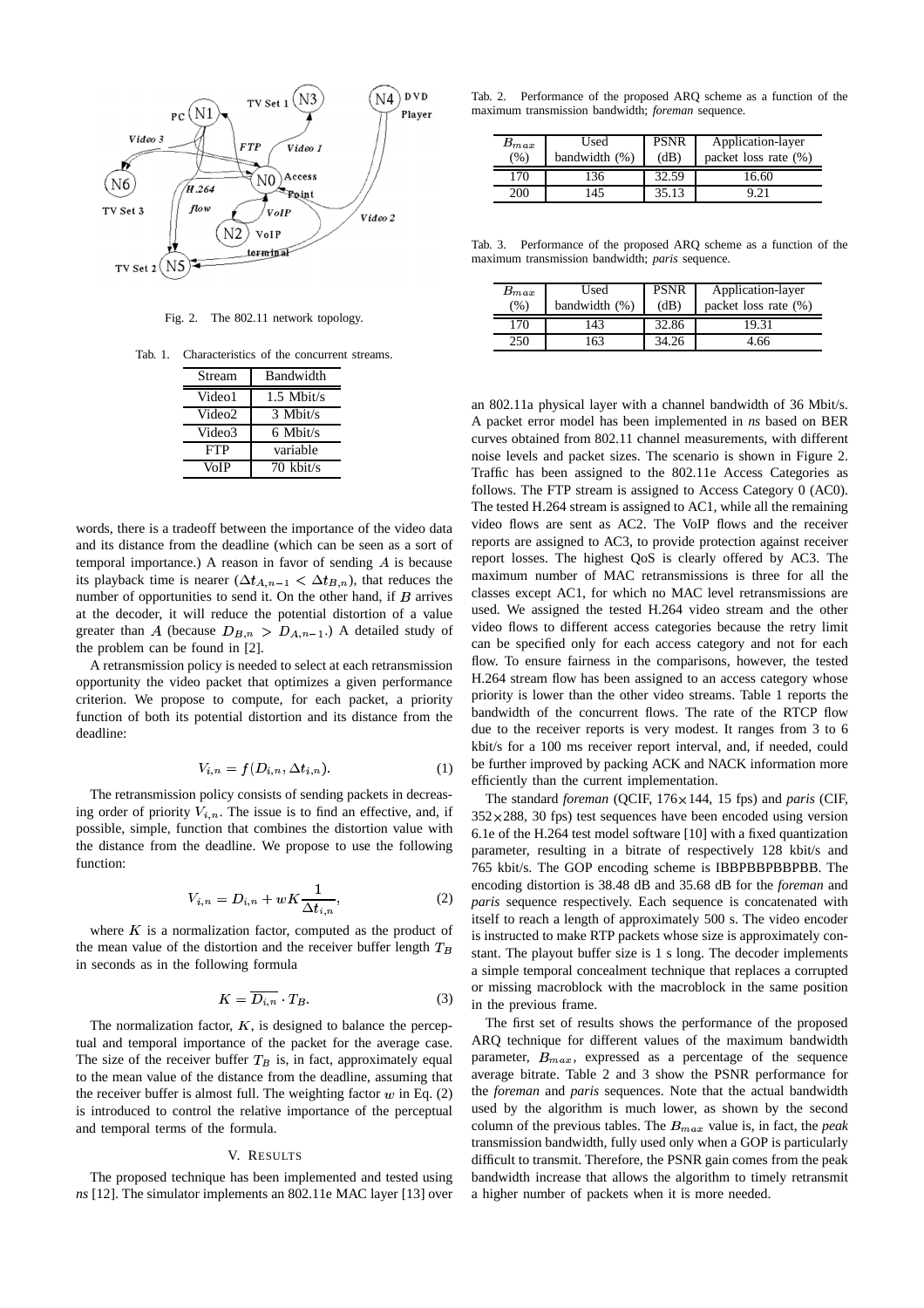Fig. 2. The 802.11 network topology.

Tab. 1. Characteristics of the concurrent streams.

| Stream | Bandwidth |
|---|---|
| Video1 | 1.5 Mbit/s |
| Video2 | 3 Mbit/s |
| Video3 | 6 Mbit/s |
| FTP | variable |
| VoIP | 70 kbit/s |

words, there is a tradeoff between the importance of the video data and its distance from the deadline (which can be seen as a sort of temporal importance.) A reason in favor of sending $A$ is because its playback time is nearer ($\Delta t_{A,n-1} < \Delta t_{B,n}$), that reduces the number of opportunities to send it. On the other hand, if $B$ arrives at the decoder, it will reduce the potential distortion of a value greater than $A$ (because $D_{B,n} > D_{A,n-1}$.) A detailed study of the problem can be found in [2].

A retransmission policy is needed to select at each retransmission opportunity the video packet that optimizes a given performance criterion. We propose to compute, for each packet, a priority function of both its potential distortion and its distance from the deadline:

$$V_{i,n} = f(D_{i,n}, \Delta t_{i,n}). \tag{1}$$

The retransmission policy consists of sending packets in decreasing order of priority $V_{i,n}$. The issue is to find an effective, and, if possible, simple, function that combines the distortion value with the distance from the deadline. We propose to use the following function:

$$V_{i,n} = D_{i,n} + wK\frac{1}{\Delta t_{i,n}}, \tag{2}$$

where $K$ is a normalization factor, computed as the product of the mean value of the distortion and the receiver buffer length $T_B$ in seconds as in the following formula

$$K = \overline{D_{i,n}} \cdot T_B. \tag{3}$$

The normalization factor, $K$, is designed to balance the perceptual and temporal importance of the packet for the average case. The size of the receiver buffer $T_B$ is, in fact, approximately equal to the mean value of the distance from the deadline, assuming that the receiver buffer is almost full. The weighting factor $w$ in Eq. (2) is introduced to control the relative importance of the perceptual and temporal terms of the formula.

## V. Results

The proposed technique has been implemented and tested using *ns* [12]. The simulator implements an 802.11e MAC layer [13] over an 802.11a physical layer with a channel bandwidth of 36 Mbit/s. A packet error model has been implemented in *ns* based on BER curves obtained from 802.11 channel measurements, with different noise levels and packet sizes. The scenario is shown in Figure 2. Traffic has been assigned to the 802.11e Access Categories as follows. The FTP stream is assigned to Access Category 0 (AC0). The tested H.264 stream is assigned to AC1, while all the remaining video flows are sent as AC2. The VoIP flows and the receiver reports are assigned to AC3, to provide protection against receiver report losses. The highest QoS is clearly offered by AC3. The maximum number of MAC retransmissions is three for all the classes except AC1, for which no MAC level retransmissions are used. We assigned the tested H.264 video stream and the other video flows to different access categories because the retry limit can be specified only for each access category and not for each flow. To ensure fairness in the comparisons, however, the tested H.264 stream flow has been assigned to an access category whose priority is lower than the other video streams. Table 1 reports the bandwidth of the concurrent flows. The rate of the RTCP flow due to the receiver reports is very modest. It ranges from 3 to 6 kbit/s for a 100 ms receiver report interval, and, if needed, could be further improved by packing ACK and NACK information more efficiently than the current implementation.

The standard *foreman* (QCIF, 176×144, 15 fps) and *paris* (CIF, 352×288, 30 fps) test sequences have been encoded using version 6.1e of the H.264 test model software [10] with a fixed quantization parameter, resulting in a bitrate of respectively 128 kbit/s and 765 kbit/s. The GOP encoding scheme is IBBPBBPBBPBB. The encoding distortion is 38.48 dB and 35.68 dB for the *foreman* and *paris* sequence respectively. Each sequence is concatenated with itself to reach a length of approximately 500 s. The video encoder is instructed to make RTP packets whose size is approximately constant. The playout buffer size is 1 s long. The decoder implements a simple temporal concealment technique that replaces a corrupted or missing macroblock with the macroblock in the same position in the previous frame.

Tab. 2. Performance of the proposed ARQ scheme as a function of the maximum transmission bandwidth; *foreman* sequence.

| $B_{max}$ (%) | Used bandwidth (%) | PSNR (dB) | Application-layer packet loss rate (%) |
|---|---|---|---|
| 170 | 136 | 32.59 | 16.60 |
| 200 | 145 | 35.13 | 9.21 |

Tab. 3. Performance of the proposed ARQ scheme as a function of the maximum transmission bandwidth; *paris* sequence.

| $B_{max}$ (%) | Used bandwidth (%) | PSNR (dB) | Application-layer packet loss rate (%) |
|---|---|---|---|
| 170 | 143 | 32.86 | 19.31 |
| 250 | 163 | 34.26 | 4.66 |

The first set of results shows the performance of the proposed ARQ technique for different values of the maximum bandwidth parameter, $B_{max}$, expressed as a percentage of the sequence average bitrate. Table 2 and 3 show the PSNR performance for the *foreman* and *paris* sequences. Note that the actual bandwidth used by the algorithm is much lower, as shown by the second column of the previous tables. The $B_{max}$ value is, in fact, the *peak* transmission bandwidth, fully used only when a GOP is particularly difficult to transmit. Therefore, the PSNR gain comes from the peak bandwidth increase that allows the algorithm to timely retransmit a higher number of packets when it is more needed.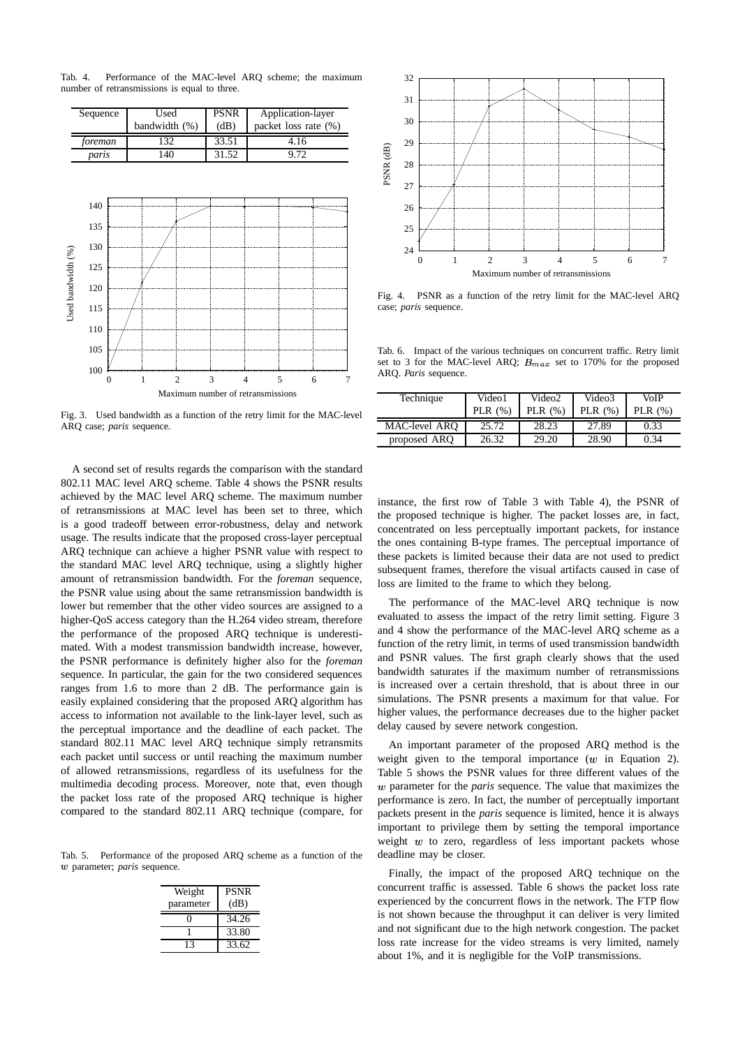Tab. 4. Performance of the MAC-level ARQ scheme; the maximum number of retransmissions is equal to three.

| Sequence | Used bandwidth (%) | PSNR (dB) | Application-layer packet loss rate (%) |
|---|---|---|---|
| *foreman* | 132 | 33.51 | 4.16 |
| *paris* | 140 | 31.52 | 9.72 |

Fig. 3. Used bandwidth as a function of the retry limit for the MAC-level ARQ case; *paris* sequence.

Fig. 4. PSNR as a function of the retry limit for the MAC-level ARQ case; *paris* sequence.

Tab. 6. Impact of the various techniques on concurrent traffic. Retry limit set to 3 for the MAC-level ARQ; $B_{max}$ set to 170% for the proposed ARQ. *Paris* sequence.

| Technique | Video1 PLR (%) | Video2 PLR (%) | Video3 PLR (%) | VoIP PLR (%) |
|---|---|---|---|---|
| MAC-level ARQ | 25.72 | 28.23 | 27.89 | 0.33 |
| proposed ARQ | 26.32 | 29.20 | 28.90 | 0.34 |

A second set of results regards the comparison with the standard 802.11 MAC level ARQ scheme. Table 4 shows the PSNR results achieved by the MAC level ARQ scheme. The maximum number of retransmissions at MAC level has been set to three, which is a good tradeoff between error-robustness, delay and network usage. The results indicate that the proposed cross-layer perceptual ARQ technique can achieve a higher PSNR value with respect to the standard MAC level ARQ technique, using a slightly higher amount of retransmission bandwidth. For the *foreman* sequence, the PSNR value using about the same retransmission bandwidth is lower but remember that the other video sources are assigned to a higher-QoS access category than the H.264 video stream, therefore the performance of the proposed ARQ technique is underestimated. With a modest transmission bandwidth increase, however, the PSNR performance is definitely higher also for the *foreman* sequence. In particular, the gain for the two considered sequences ranges from 1.6 to more than 2 dB. The performance gain is easily explained considering that the proposed ARQ algorithm has access to information not available to the link-layer level, such as the perceptual importance and the deadline of each packet. The standard 802.11 MAC level ARQ technique simply retransmits each packet until success or until reaching the maximum number of allowed retransmissions, regardless of its usefulness for the multimedia decoding process. Moreover, note that, even though the packet loss rate of the proposed ARQ technique is higher compared to the standard 802.11 ARQ technique (compare, for instance, the first row of Table 3 with Table 4), the PSNR of the proposed technique is higher. The packet losses are, in fact, concentrated on less perceptually important packets, for instance the ones containing B-type frames. The perceptual importance of these packets is limited because their data are not used to predict subsequent frames, therefore the visual artifacts caused in case of loss are limited to the frame to which they belong.

Tab. 5. Performance of the proposed ARQ scheme as a function of the $w$ parameter; *paris* sequence.

| Weight parameter | PSNR (dB) |
|---|---|
| 0 | 34.26 |
| 1 | 33.80 |
| 13 | 33.62 |

The performance of the MAC-level ARQ technique is now evaluated to assess the impact of the retry limit setting. Figure 3 and 4 show the performance of the MAC-level ARQ scheme as a function of the retry limit, in terms of used transmission bandwidth and PSNR values. The first graph clearly shows that the used bandwidth saturates if the maximum number of retransmissions is increased over a certain threshold, that is about three in our simulations. The PSNR presents a maximum for that value. For higher values, the performance decreases due to the higher packet delay caused by severe network congestion.

An important parameter of the proposed ARQ method is the weight given to the temporal importance ($w$ in Equation 2). Table 5 shows the PSNR values for three different values of the $w$ parameter for the *paris* sequence. The value that maximizes the performance is zero. In fact, the number of perceptually important packets present in the *paris* sequence is limited, hence it is always important to privilege them by setting the temporal importance weight $w$ to zero, regardless of less important packets whose deadline may be closer.

Finally, the impact of the proposed ARQ technique on the concurrent traffic is assessed. Table 6 shows the packet loss rate experienced by the concurrent flows in the network. The FTP flow is not shown because the throughput it can deliver is very limited and not significant due to the high network congestion. The packet loss rate increase for the video streams is very limited, namely about 1%, and it is negligible for the VoIP transmissions.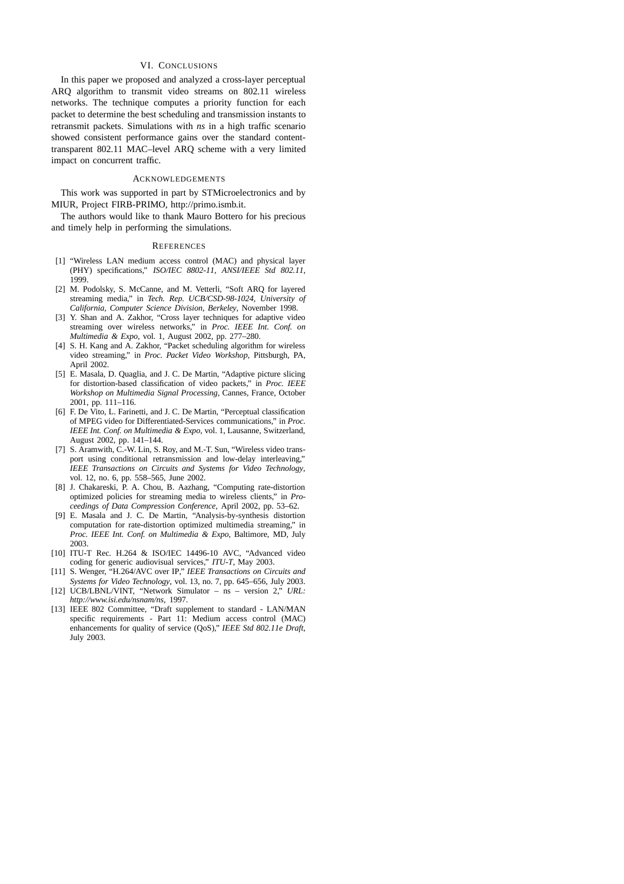## VI. Conclusions

In this paper we proposed and analyzed a cross-layer perceptual ARQ algorithm to transmit video streams on 802.11 wireless networks. The technique computes a priority function for each packet to determine the best scheduling and transmission instants to retransmit packets. Simulations with *ns* in a high traffic scenario showed consistent performance gains over the standard content-transparent 802.11 MAC–level ARQ scheme with a very limited impact on concurrent traffic.

## Acknowledgements

This work was supported in part by STMicroelectronics and by MIUR, Project FIRB-PRIMO, http://primo.ismb.it.

The authors would like to thank Mauro Bottero for his precious and timely help in performing the simulations.

## References

[1] "Wireless LAN medium access control (MAC) and physical layer (PHY) specifications," *ISO/IEC 8802-11, ANSI/IEEE Std 802.11*, 1999.

[2] M. Podolsky, S. McCanne, and M. Vetterli, "Soft ARQ for layered streaming media," in *Tech. Rep. UCB/CSD-98-1024, University of California, Computer Science Division, Berkeley*, November 1998.

[3] Y. Shan and A. Zakhor, "Cross layer techniques for adaptive video streaming over wireless networks," in *Proc. IEEE Int. Conf. on Multimedia & Expo*, vol. 1, August 2002, pp. 277–280.

[4] S. H. Kang and A. Zakhor, "Packet scheduling algorithm for wireless video streaming," in *Proc. Packet Video Workshop*, Pittsburgh, PA, April 2002.

[5] E. Masala, D. Quaglia, and J. C. De Martin, "Adaptive picture slicing for distortion-based classification of video packets," in *Proc. IEEE Workshop on Multimedia Signal Processing*, Cannes, France, October 2001, pp. 111–116.

[6] F. De Vito, L. Farinetti, and J. C. De Martin, "Perceptual classification of MPEG video for Differentiated-Services communications," in *Proc. IEEE Int. Conf. on Multimedia & Expo*, vol. 1, Lausanne, Switzerland, August 2002, pp. 141–144.

[7] S. Aramwith, C.-W. Lin, S. Roy, and M.-T. Sun, "Wireless video transport using conditional retransmission and low-delay interleaving," *IEEE Transactions on Circuits and Systems for Video Technology*, vol. 12, no. 6, pp. 558–565, June 2002.

[8] J. Chakareski, P. A. Chou, B. Aazhang, "Computing rate-distortion optimized policies for streaming media to wireless clients," in *Proceedings of Data Compression Conference*, April 2002, pp. 53–62.

[9] E. Masala and J. C. De Martin, "Analysis-by-synthesis distortion computation for rate-distortion optimized multimedia streaming," in *Proc. IEEE Int. Conf. on Multimedia & Expo*, Baltimore, MD, July 2003.

[10] ITU-T Rec. H.264 & ISO/IEC 14496-10 AVC, "Advanced video coding for generic audiovisual services," *ITU-T*, May 2003.

[11] S. Wenger, "H.264/AVC over IP," *IEEE Transactions on Circuits and Systems for Video Technology*, vol. 13, no. 7, pp. 645–656, July 2003.

[12] UCB/LBNL/VINT, "Network Simulator – ns – version 2," *URL: http://www.isi.edu/nsnam/ns*, 1997.

[13] IEEE 802 Committee, "Draft supplement to standard - LAN/MAN specific requirements - Part 11: Medium access control (MAC) enhancements for quality of service (QoS)," *IEEE Std 802.11e Draft*, July 2003.